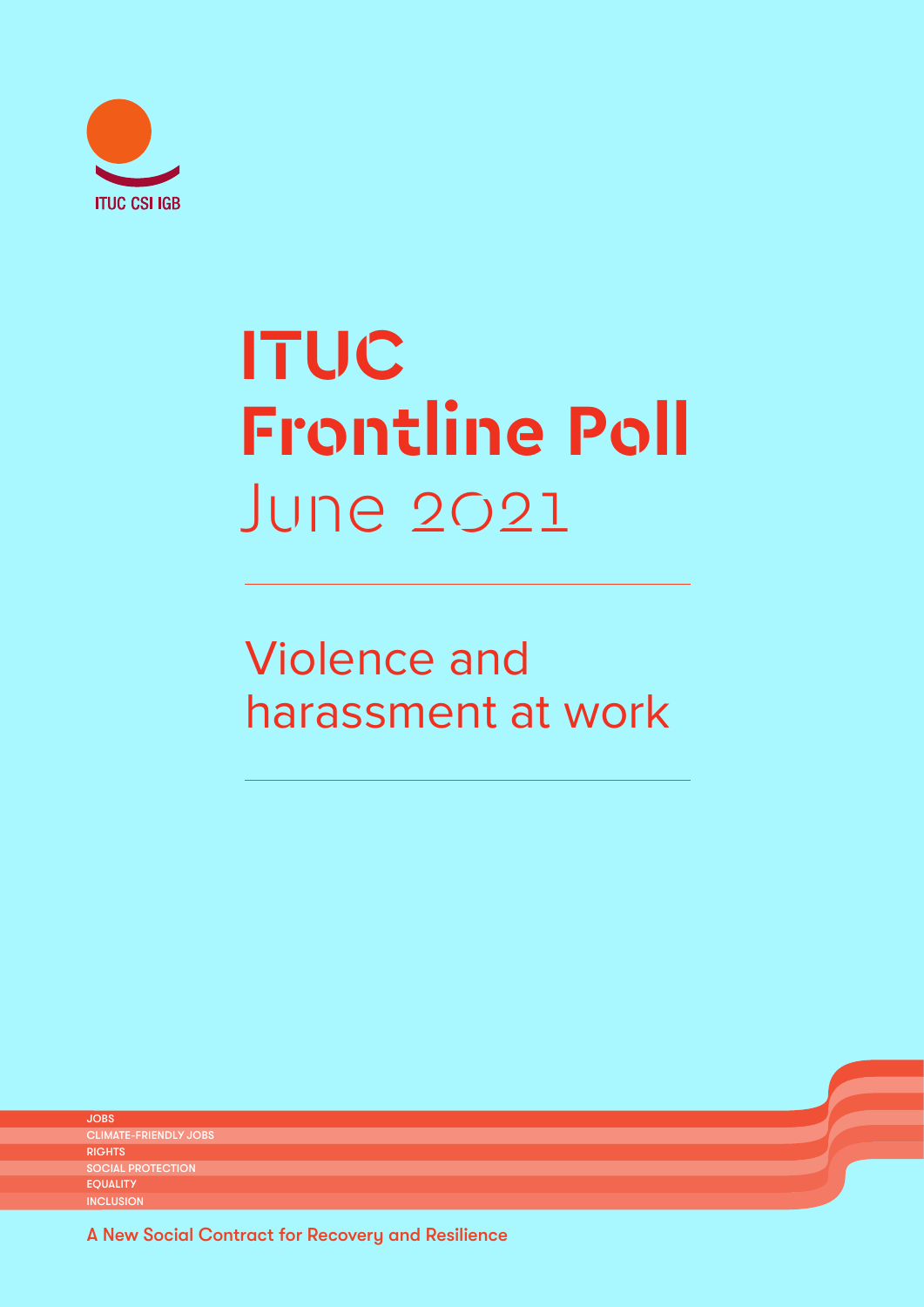ITUC CSI IGB

# ITUC Frontline Poll June 2021

## Violence and harassment at work

JOBS
CLIMATE-FRIENDLY JOBS
RIGHTS
SOCIAL PROTECTION
EQUALITY
INCLUSION

A New Social Contract for Recovery and Resilience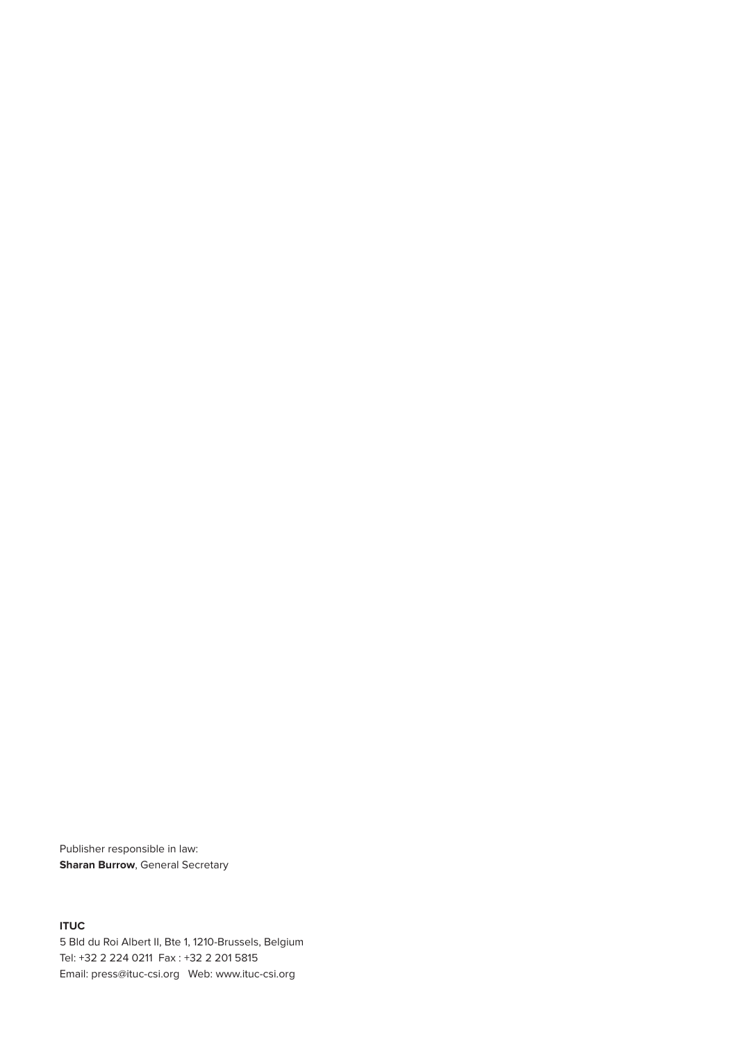Publisher responsible in law:
**Sharan Burrow**, General Secretary

**ITUC**
5 Bld du Roi Albert II, Bte 1, 1210-Brussels, Belgium
Tel: +32 2 224 0211 Fax : +32 2 201 5815
Email: press@ituc-csi.org Web: www.ituc-csi.org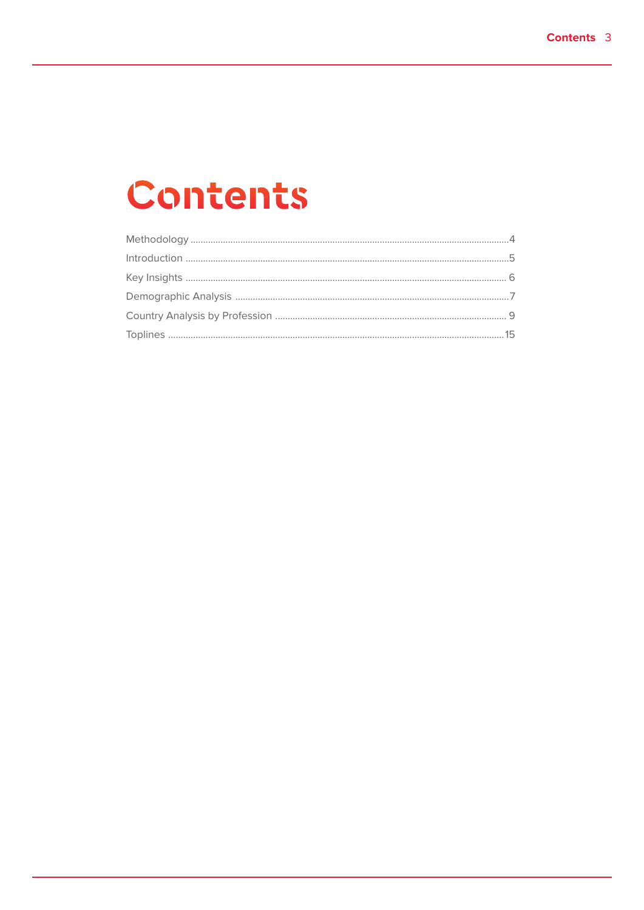# Contents

Methodology ........................................................................................................................4

Introduction .........................................................................................................................5

Key Insights ........................................................................................................................ 6

Demographic Analysis .....................................................................................................7

Country Analysis by Profession ..................................................................................... 9

Toplines ..............................................................................................................................15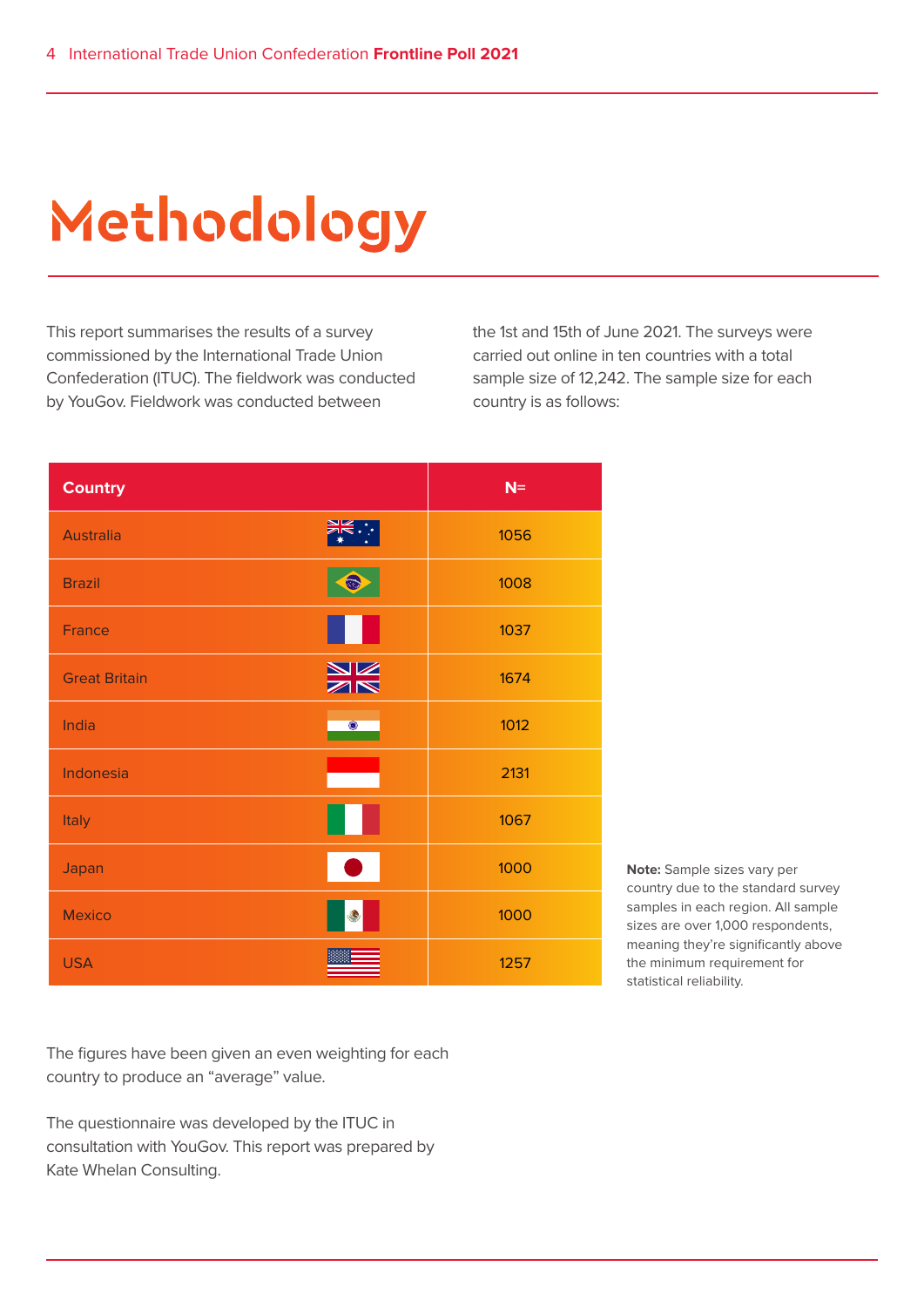# Methodology

This report summarises the results of a survey commissioned by the International Trade Union Confederation (ITUC). The fieldwork was conducted by YouGov. Fieldwork was conducted between the 1st and 15th of June 2021. The surveys were carried out online in ten countries with a total sample size of 12,242. The sample size for each country is as follows:

| Country | N= |
|---|---|
| Australia | 1056 |
| Brazil | 1008 |
| France | 1037 |
| Great Britain | 1674 |
| India | 1012 |
| Indonesia | 2131 |
| Italy | 1067 |
| Japan | 1000 |
| Mexico | 1000 |
| USA | 1257 |

**Note:** Sample sizes vary per country due to the standard survey samples in each region. All sample sizes are over 1,000 respondents, meaning they're significantly above the minimum requirement for statistical reliability.

The figures have been given an even weighting for each country to produce an "average" value.

The questionnaire was developed by the ITUC in consultation with YouGov. This report was prepared by Kate Whelan Consulting.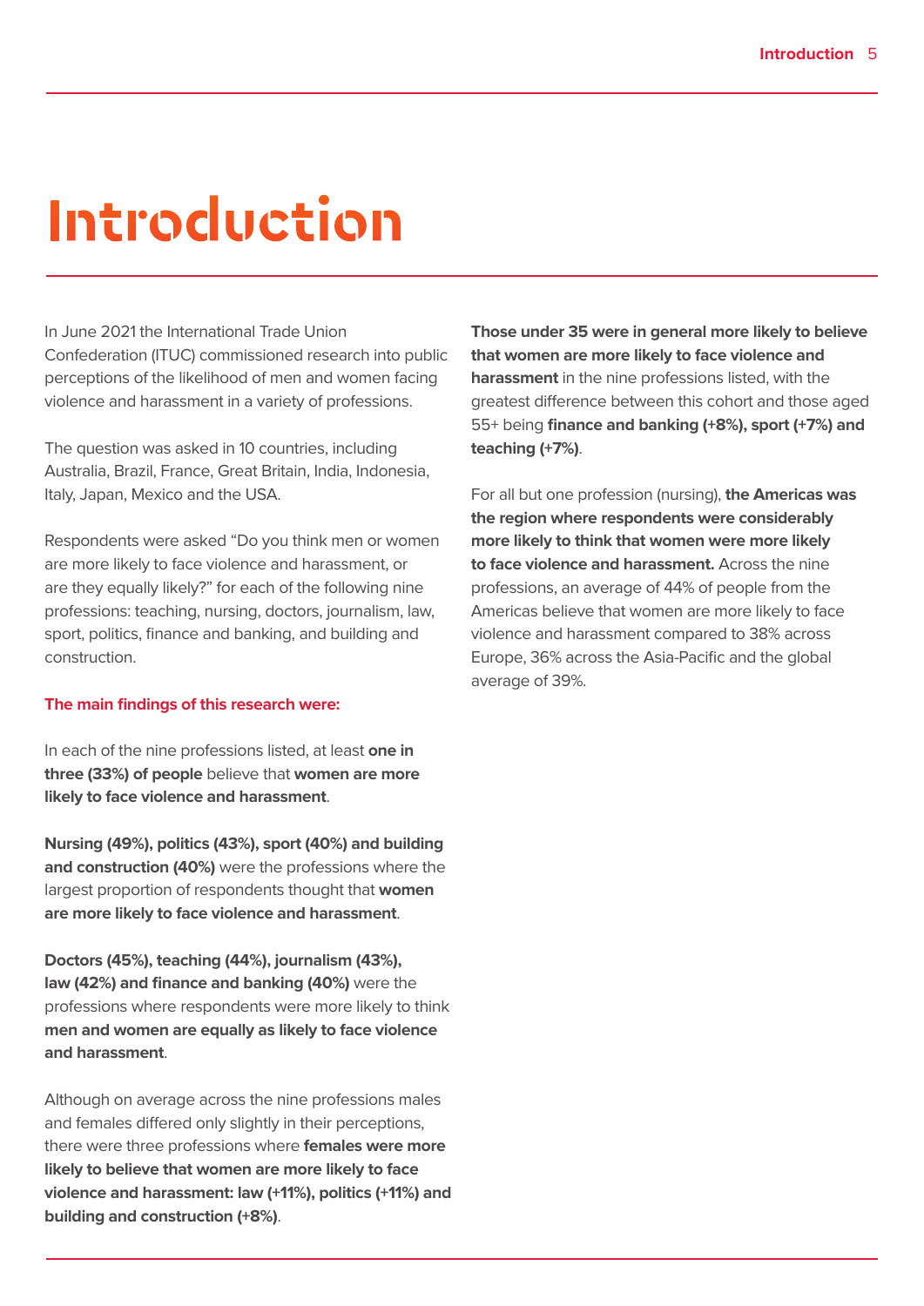# Introduction

In June 2021 the International Trade Union Confederation (ITUC) commissioned research into public perceptions of the likelihood of men and women facing violence and harassment in a variety of professions.

The question was asked in 10 countries, including Australia, Brazil, France, Great Britain, India, Indonesia, Italy, Japan, Mexico and the USA.

Respondents were asked "Do you think men or women are more likely to face violence and harassment, or are they equally likely?" for each of the following nine professions: teaching, nursing, doctors, journalism, law, sport, politics, finance and banking, and building and construction.

**The main findings of this research were:**

In each of the nine professions listed, at least **one in three (33%) of people** believe that **women are more likely to face violence and harassment**.

**Nursing (49%), politics (43%), sport (40%) and building and construction (40%)** were the professions where the largest proportion of respondents thought that **women are more likely to face violence and harassment**.

**Doctors (45%), teaching (44%), journalism (43%), law (42%) and finance and banking (40%)** were the professions where respondents were more likely to think **men and women are equally as likely to face violence and harassment**.

Although on average across the nine professions males and females differed only slightly in their perceptions, there were three professions where **females were more likely to believe that women are more likely to face violence and harassment: law (+11%), politics (+11%) and building and construction (+8%)**.

**Those under 35 were in general more likely to believe that women are more likely to face violence and harassment** in the nine professions listed, with the greatest difference between this cohort and those aged 55+ being **finance and banking (+8%), sport (+7%) and teaching (+7%)**.

For all but one profession (nursing), **the Americas was the region where respondents were considerably more likely to think that women were more likely to face violence and harassment.** Across the nine professions, an average of 44% of people from the Americas believe that women are more likely to face violence and harassment compared to 38% across Europe, 36% across the Asia-Pacific and the global average of 39%.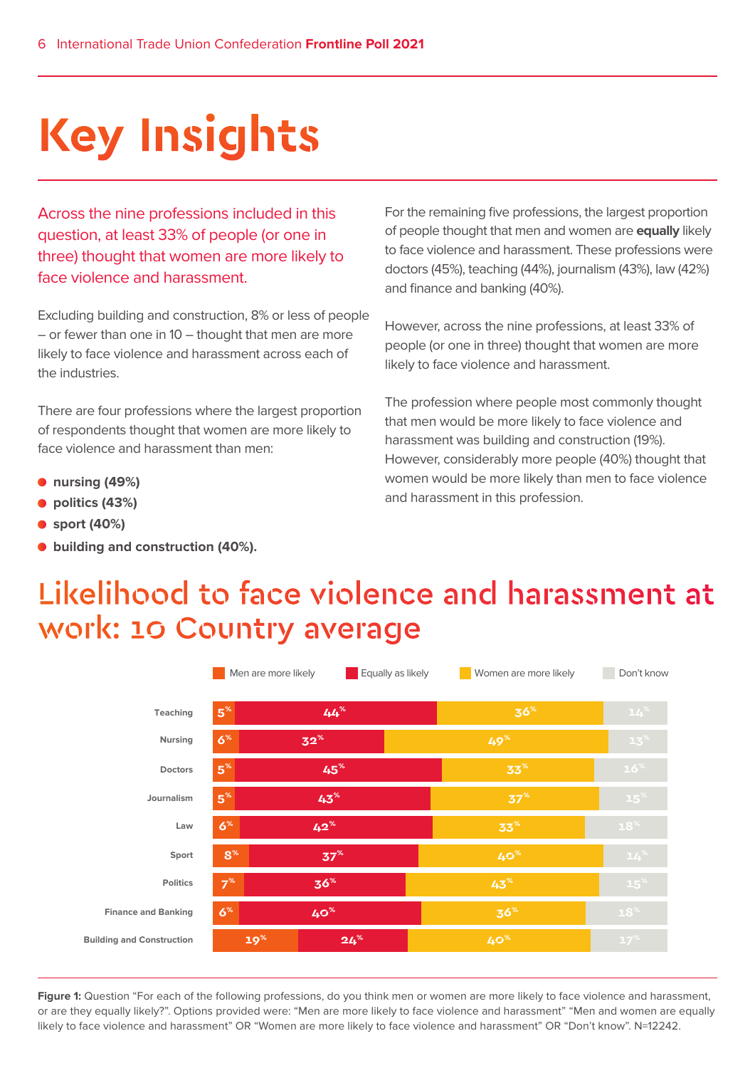# Key Insights

Across the nine professions included in this question, at least 33% of people (or one in three) thought that women are more likely to face violence and harassment.

Excluding building and construction, 8% or less of people – or fewer than one in 10 – thought that men are more likely to face violence and harassment across each of the industries.

There are four professions where the largest proportion of respondents thought that women are more likely to face violence and harassment than men:

- **nursing (49%)**
- **politics (43%)**
- **sport (40%)**
- **building and construction (40%).**

For the remaining five professions, the largest proportion of people thought that men and women are **equally** likely to face violence and harassment. These professions were doctors (45%), teaching (44%), journalism (43%), law (42%) and finance and banking (40%).

However, across the nine professions, at least 33% of people (or one in three) thought that women are more likely to face violence and harassment.

The profession where people most commonly thought that men would be more likely to face violence and harassment was building and construction (19%). However, considerably more people (40%) thought that women would be more likely than men to face violence and harassment in this profession.

## Likelihood to face violence and harassment at work: 10 Country average

| Profession | Men are more likely | Equally as likely | Women are more likely | Don't know |
|---|---|---|---|---|
| Teaching | 5% | 44% | 36% | 14% |
| Nursing | 6% | 32% | 49% | 13% |
| Doctors | 5% | 45% | 33% | 16% |
| Journalism | 5% | 43% | 37% | 15% |
| Law | 6% | 42% | 33% | 18% |
| Sport | 8% | 37% | 40% | 14% |
| Politics | 7% | 36% | 43% | 15% |
| Finance and Banking | 6% | 40% | 36% | 18% |
| Building and Construction | 19% | 24% | 40% | 17% |

**Figure 1:** Question "For each of the following professions, do you think men or women are more likely to face violence and harassment, or are they equally likely?". Options provided were: "Men are more likely to face violence and harassment" "Men and women are equally likely to face violence and harassment" OR "Women are more likely to face violence and harassment" OR "Don't know". N=12242.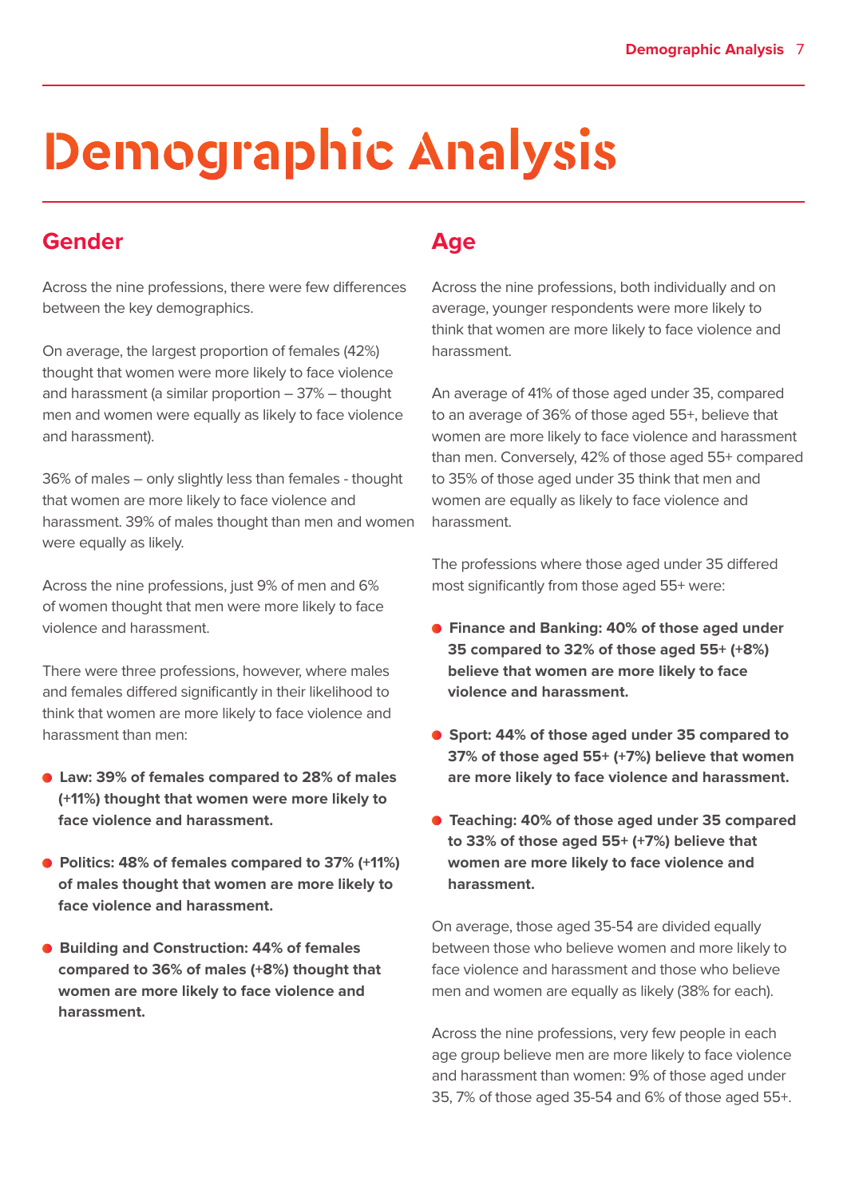# Demographic Analysis

## Gender

Across the nine professions, there were few differences between the key demographics.

On average, the largest proportion of females (42%) thought that women were more likely to face violence and harassment (a similar proportion – 37% – thought men and women were equally as likely to face violence and harassment).

36% of males – only slightly less than females - thought that women are more likely to face violence and harassment. 39% of males thought than men and women were equally as likely.

Across the nine professions, just 9% of men and 6% of women thought that men were more likely to face violence and harassment.

There were three professions, however, where males and females differed significantly in their likelihood to think that women are more likely to face violence and harassment than men:

- **Law: 39% of females compared to 28% of males (+11%) thought that women were more likely to face violence and harassment.**
- **Politics: 48% of females compared to 37% (+11%) of males thought that women are more likely to face violence and harassment.**
- **Building and Construction: 44% of females compared to 36% of males (+8%) thought that women are more likely to face violence and harassment.**

## Age

Across the nine professions, both individually and on average, younger respondents were more likely to think that women are more likely to face violence and harassment.

An average of 41% of those aged under 35, compared to an average of 36% of those aged 55+, believe that women are more likely to face violence and harassment than men. Conversely, 42% of those aged 55+ compared to 35% of those aged under 35 think that men and women are equally as likely to face violence and harassment.

The professions where those aged under 35 differed most significantly from those aged 55+ were:

- **Finance and Banking: 40% of those aged under 35 compared to 32% of those aged 55+ (+8%) believe that women are more likely to face violence and harassment.**
- **Sport: 44% of those aged under 35 compared to 37% of those aged 55+ (+7%) believe that women are more likely to face violence and harassment.**
- **Teaching: 40% of those aged under 35 compared to 33% of those aged 55+ (+7%) believe that women are more likely to face violence and harassment.**

On average, those aged 35-54 are divided equally between those who believe women and more likely to face violence and harassment and those who believe men and women are equally as likely (38% for each).

Across the nine professions, very few people in each age group believe men are more likely to face violence and harassment than women: 9% of those aged under 35, 7% of those aged 35-54 and 6% of those aged 55+.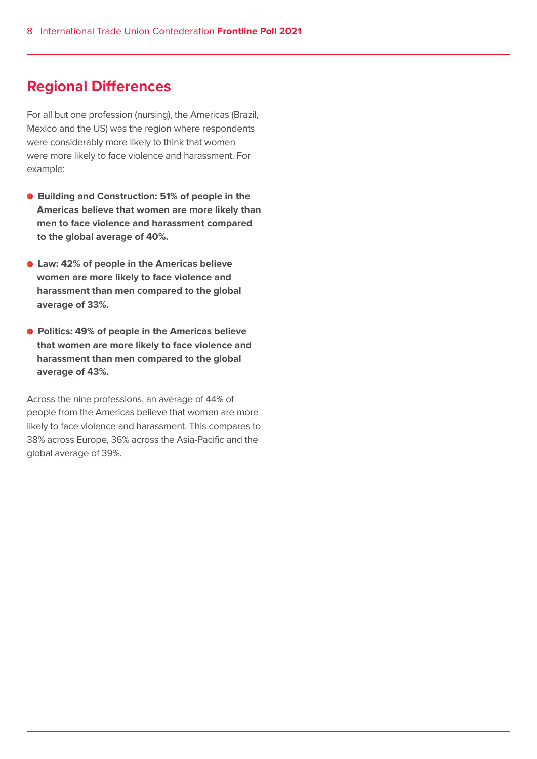## Regional Differences

For all but one profession (nursing), the Americas (Brazil, Mexico and the US) was the region where respondents were considerably more likely to think that women were more likely to face violence and harassment. For example:

- **Building and Construction: 51% of people in the Americas believe that women are more likely than men to face violence and harassment compared to the global average of 40%.**
- **Law: 42% of people in the Americas believe women are more likely to face violence and harassment than men compared to the global average of 33%.**
- **Politics: 49% of people in the Americas believe that women are more likely to face violence and harassment than men compared to the global average of 43%.**

Across the nine professions, an average of 44% of people from the Americas believe that women are more likely to face violence and harassment. This compares to 38% across Europe, 36% across the Asia-Pacific and the global average of 39%.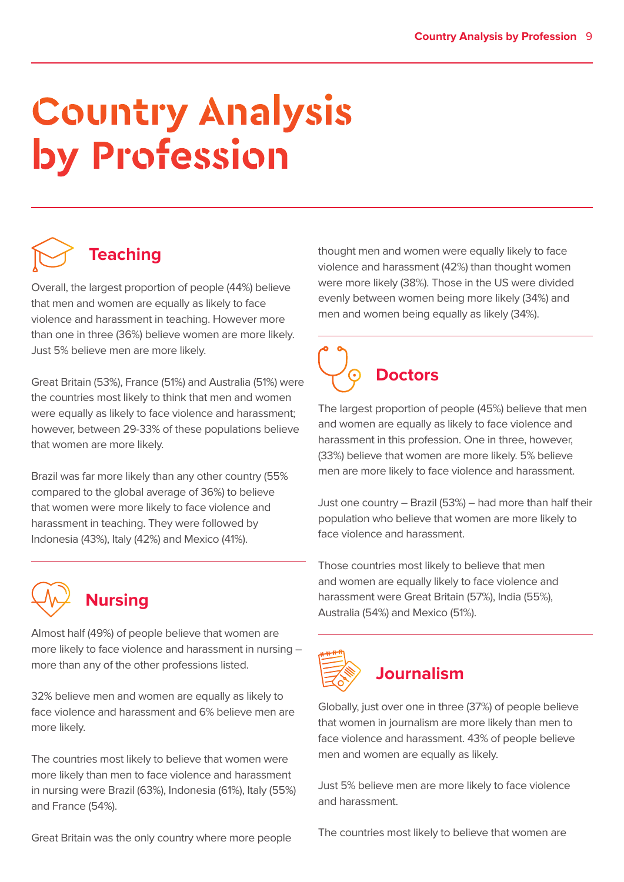# Country Analysis by Profession

## Teaching

Overall, the largest proportion of people (44%) believe that men and women are equally as likely to face violence and harassment in teaching. However more than one in three (36%) believe women are more likely. Just 5% believe men are more likely.

Great Britain (53%), France (51%) and Australia (51%) were the countries most likely to think that men and women were equally as likely to face violence and harassment; however, between 29-33% of these populations believe that women are more likely.

Brazil was far more likely than any other country (55% compared to the global average of 36%) to believe that women were more likely to face violence and harassment in teaching. They were followed by Indonesia (43%), Italy (42%) and Mexico (41%).

## Nursing

Almost half (49%) of people believe that women are more likely to face violence and harassment in nursing – more than any of the other professions listed.

32% believe men and women are equally as likely to face violence and harassment and 6% believe men are more likely.

The countries most likely to believe that women were more likely than men to face violence and harassment in nursing were Brazil (63%), Indonesia (61%), Italy (55%) and France (54%).

Great Britain was the only country where more people thought men and women were equally likely to face violence and harassment (42%) than thought women were more likely (38%). Those in the US were divided evenly between women being more likely (34%) and men and women being equally as likely (34%).

## Doctors

The largest proportion of people (45%) believe that men and women are equally as likely to face violence and harassment in this profession. One in three, however, (33%) believe that women are more likely. 5% believe men are more likely to face violence and harassment.

Just one country – Brazil (53%) – had more than half their population who believe that women are more likely to face violence and harassment.

Those countries most likely to believe that men and women are equally likely to face violence and harassment were Great Britain (57%), India (55%), Australia (54%) and Mexico (51%).

## Journalism

Globally, just over one in three (37%) of people believe that women in journalism are more likely than men to face violence and harassment. 43% of people believe men and women are equally as likely.

Just 5% believe men are more likely to face violence and harassment.

The countries most likely to believe that women are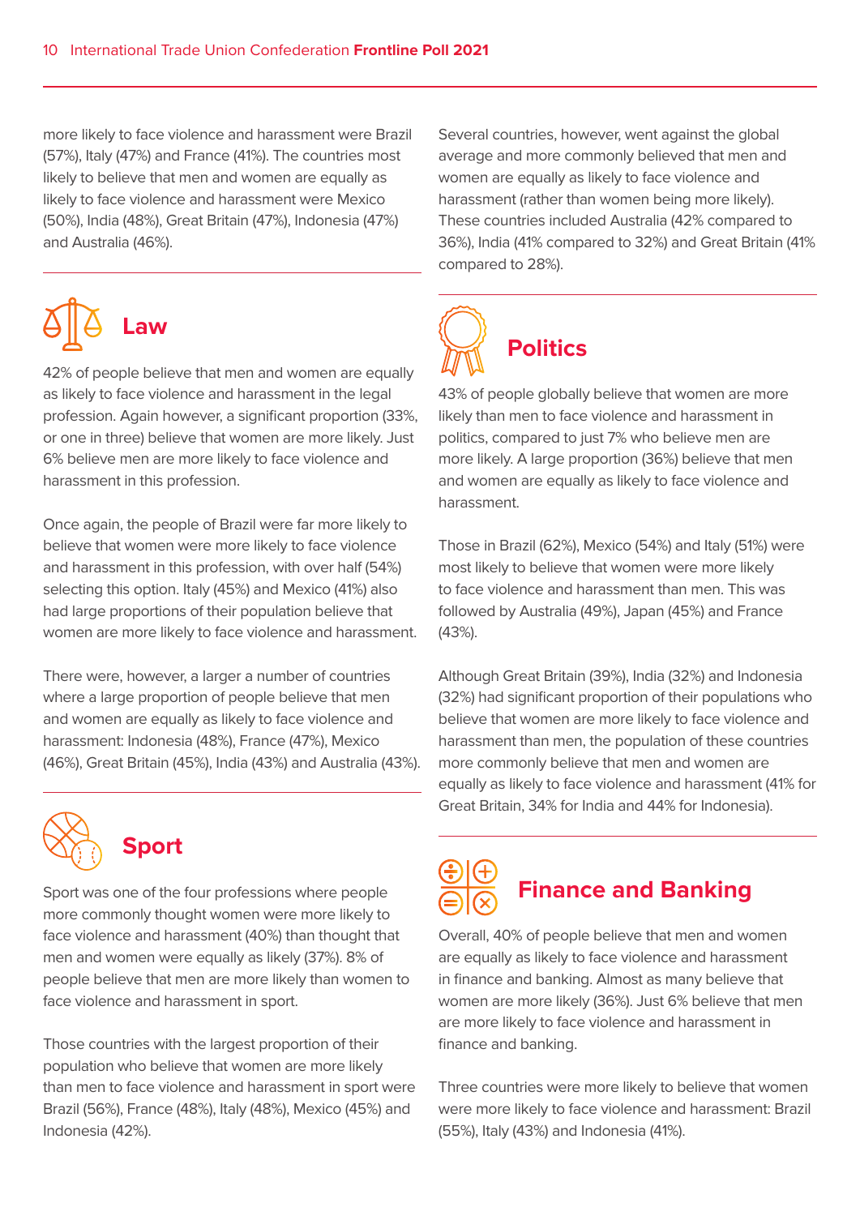more likely to face violence and harassment were Brazil (57%), Italy (47%) and France (41%). The countries most likely to believe that men and women are equally as likely to face violence and harassment were Mexico (50%), India (48%), Great Britain (47%), Indonesia (47%) and Australia (46%).

## Law

42% of people believe that men and women are equally as likely to face violence and harassment in the legal profession. Again however, a significant proportion (33%, or one in three) believe that women are more likely. Just 6% believe men are more likely to face violence and harassment in this profession.

Once again, the people of Brazil were far more likely to believe that women were more likely to face violence and harassment in this profession, with over half (54%) selecting this option. Italy (45%) and Mexico (41%) also had large proportions of their population believe that women are more likely to face violence and harassment.

There were, however, a larger a number of countries where a large proportion of people believe that men and women are equally as likely to face violence and harassment: Indonesia (48%), France (47%), Mexico (46%), Great Britain (45%), India (43%) and Australia (43%).

## Sport

Sport was one of the four professions where people more commonly thought women were more likely to face violence and harassment (40%) than thought that men and women were equally as likely (37%). 8% of people believe that men are more likely than women to face violence and harassment in sport.

Those countries with the largest proportion of their population who believe that women are more likely than men to face violence and harassment in sport were Brazil (56%), France (48%), Italy (48%), Mexico (45%) and Indonesia (42%).

Several countries, however, went against the global average and more commonly believed that men and women are equally as likely to face violence and harassment (rather than women being more likely). These countries included Australia (42% compared to 36%), India (41% compared to 32%) and Great Britain (41% compared to 28%).

## Politics

43% of people globally believe that women are more likely than men to face violence and harassment in politics, compared to just 7% who believe men are more likely. A large proportion (36%) believe that men and women are equally as likely to face violence and harassment.

Those in Brazil (62%), Mexico (54%) and Italy (51%) were most likely to believe that women were more likely to face violence and harassment than men. This was followed by Australia (49%), Japan (45%) and France (43%).

Although Great Britain (39%), India (32%) and Indonesia (32%) had significant proportion of their populations who believe that women are more likely to face violence and harassment than men, the population of these countries more commonly believe that men and women are equally as likely to face violence and harassment (41% for Great Britain, 34% for India and 44% for Indonesia).

## Finance and Banking

Overall, 40% of people believe that men and women are equally as likely to face violence and harassment in finance and banking. Almost as many believe that women are more likely (36%). Just 6% believe that men are more likely to face violence and harassment in finance and banking.

Three countries were more likely to believe that women were more likely to face violence and harassment: Brazil (55%), Italy (43%) and Indonesia (41%).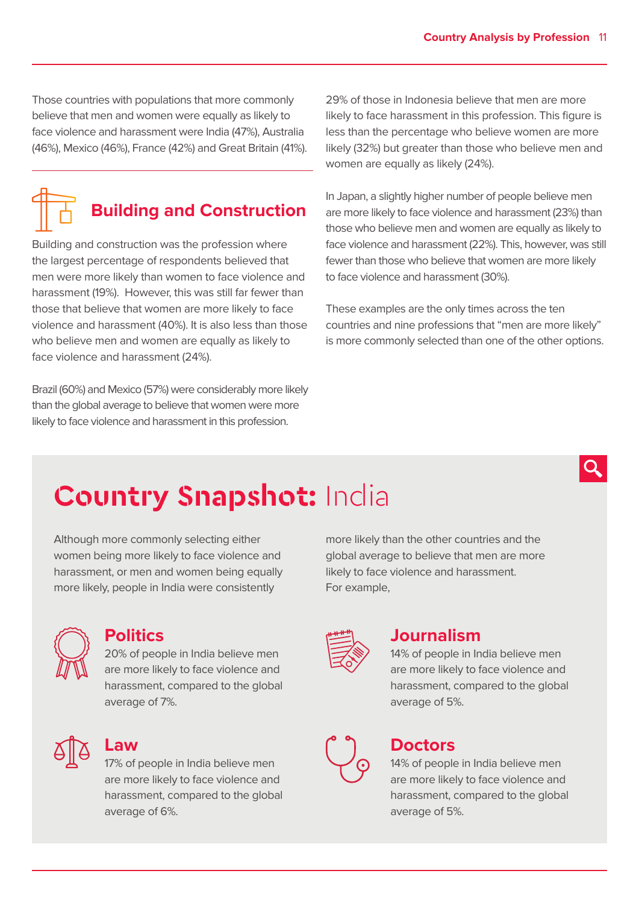Those countries with populations that more commonly believe that men and women were equally as likely to face violence and harassment were India (47%), Australia (46%), Mexico (46%), France (42%) and Great Britain (41%).

## Building and Construction

Building and construction was the profession where the largest percentage of respondents believed that men were more likely than women to face violence and harassment (19%). However, this was still far fewer than those that believe that women are more likely to face violence and harassment (40%). It is also less than those who believe men and women are equally as likely to face violence and harassment (24%).

Brazil (60%) and Mexico (57%) were considerably more likely than the global average to believe that women were more likely to face violence and harassment in this profession.

29% of those in Indonesia believe that men are more likely to face harassment in this profession. This figure is less than the percentage who believe women are more likely (32%) but greater than those who believe men and women are equally as likely (24%).

In Japan, a slightly higher number of people believe men are more likely to face violence and harassment (23%) than those who believe men and women are equally as likely to face violence and harassment (22%). This, however, was still fewer than those who believe that women are more likely to face violence and harassment (30%).

These examples are the only times across the ten countries and nine professions that "men are more likely" is more commonly selected than one of the other options.

## Country Snapshot: India

Although more commonly selecting either women being more likely to face violence and harassment, or men and women being equally more likely, people in India were consistently more likely than the other countries and the global average to believe that men are more likely to face violence and harassment. For example,

### Politics

20% of people in India believe men are more likely to face violence and harassment, compared to the global average of 7%.

### Journalism

14% of people in India believe men are more likely to face violence and harassment, compared to the global average of 5%.

### Law

17% of people in India believe men are more likely to face violence and harassment, compared to the global average of 6%.

### Doctors

14% of people in India believe men are more likely to face violence and harassment, compared to the global average of 5%.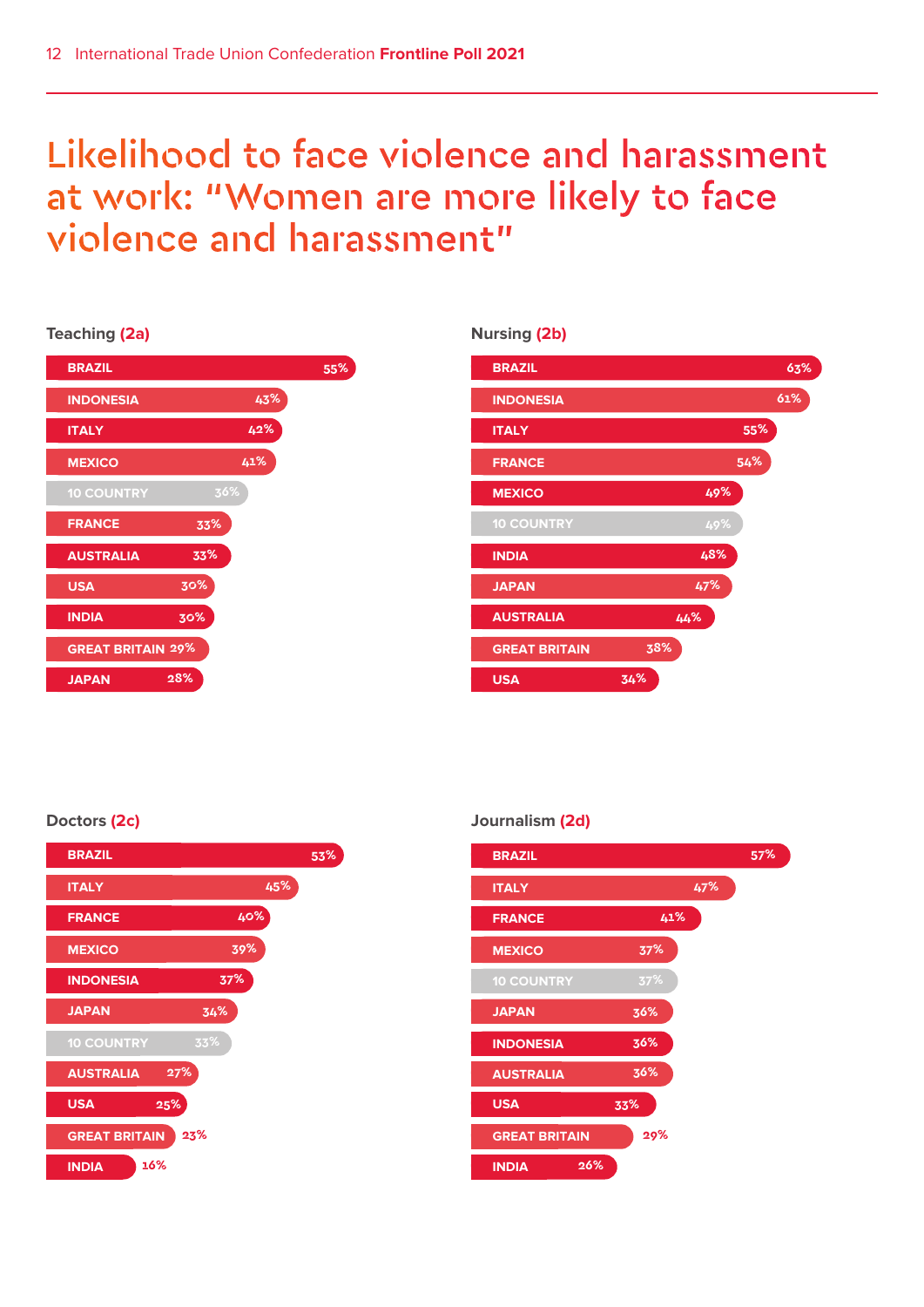# Likelihood to face violence and harassment at work: "Women are more likely to face violence and harassment"

### Teaching (2a)

| Country | % |
|---|---|
| BRAZIL | 55% |
| INDONESIA | 43% |
| ITALY | 42% |
| MEXICO | 41% |
| 10 COUNTRY | 36% |
| FRANCE | 33% |
| AUSTRALIA | 33% |
| USA | 30% |
| INDIA | 30% |
| GREAT BRITAIN | 29% |
| JAPAN | 28% |

### Nursing (2b)

| Country | % |
|---|---|
| BRAZIL | 63% |
| INDONESIA | 61% |
| ITALY | 55% |
| FRANCE | 54% |
| MEXICO | 49% |
| 10 COUNTRY | 49% |
| INDIA | 48% |
| JAPAN | 47% |
| AUSTRALIA | 44% |
| GREAT BRITAIN | 38% |
| USA | 34% |

### Doctors (2c)

| Country | % |
|---|---|
| BRAZIL | 53% |
| ITALY | 45% |
| FRANCE | 40% |
| MEXICO | 39% |
| INDONESIA | 37% |
| JAPAN | 34% |
| 10 COUNTRY | 33% |
| AUSTRALIA | 27% |
| USA | 25% |
| GREAT BRITAIN | 23% |
| INDIA | 16% |

### Journalism (2d)

| Country | % |
|---|---|
| BRAZIL | 57% |
| ITALY | 47% |
| FRANCE | 41% |
| MEXICO | 37% |
| 10 COUNTRY | 37% |
| JAPAN | 36% |
| INDONESIA | 36% |
| AUSTRALIA | 36% |
| USA | 33% |
| GREAT BRITAIN | 29% |
| INDIA | 26% |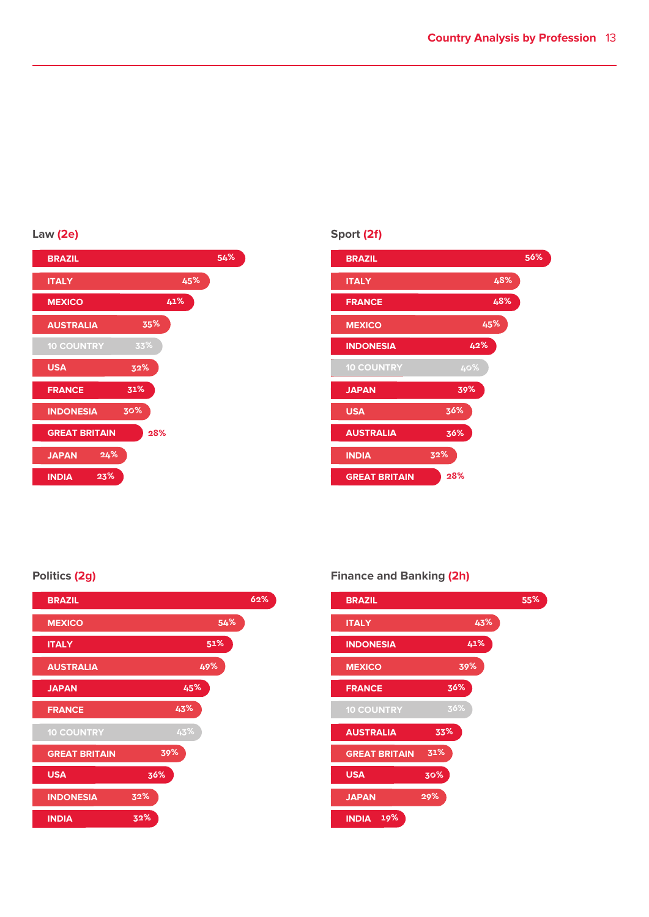## Law (2e)

| Country | % |
|---|---|
| BRAZIL | 54% |
| ITALY | 45% |
| MEXICO | 41% |
| AUSTRALIA | 35% |
| 10 COUNTRY | 33% |
| USA | 32% |
| FRANCE | 31% |
| INDONESIA | 30% |
| GREAT BRITAIN | 28% |
| JAPAN | 24% |
| INDIA | 23% |

## Sport (2f)

| Country | % |
|---|---|
| BRAZIL | 56% |
| ITALY | 48% |
| FRANCE | 48% |
| MEXICO | 45% |
| INDONESIA | 42% |
| 10 COUNTRY | 40% |
| JAPAN | 39% |
| USA | 36% |
| AUSTRALIA | 36% |
| INDIA | 32% |
| GREAT BRITAIN | 28% |

## Politics (2g)

| Country | % |
|---|---|
| BRAZIL | 62% |
| MEXICO | 54% |
| ITALY | 51% |
| AUSTRALIA | 49% |
| JAPAN | 45% |
| FRANCE | 43% |
| 10 COUNTRY | 43% |
| GREAT BRITAIN | 39% |
| USA | 36% |
| INDONESIA | 32% |
| INDIA | 32% |

## Finance and Banking (2h)

| Country | % |
|---|---|
| BRAZIL | 55% |
| ITALY | 43% |
| INDONESIA | 41% |
| MEXICO | 39% |
| FRANCE | 36% |
| 10 COUNTRY | 36% |
| AUSTRALIA | 33% |
| GREAT BRITAIN | 31% |
| USA | 30% |
| JAPAN | 29% |
| INDIA | 19% |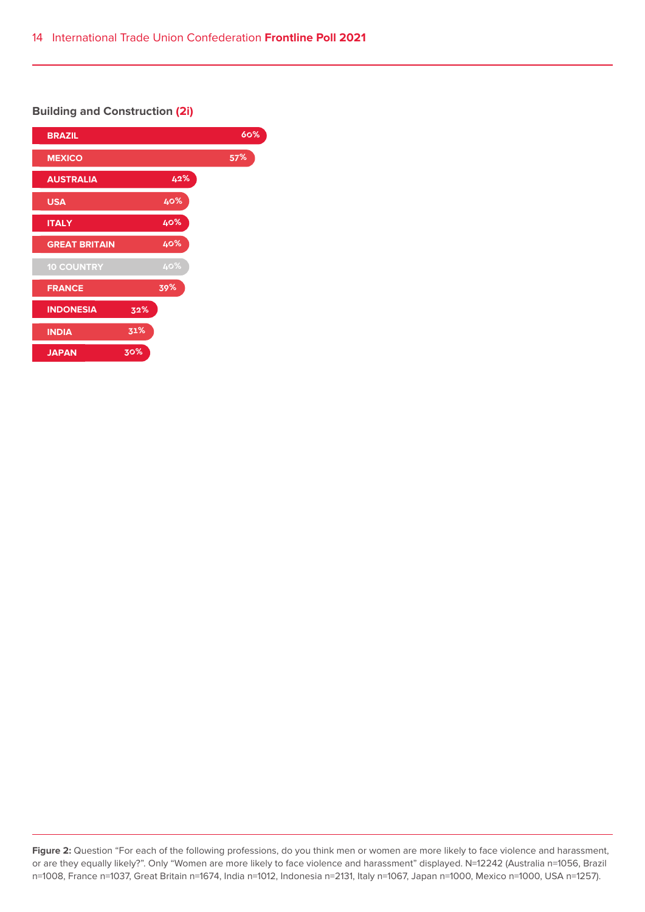### Building and Construction (2i)

| Country | % |
|---|---|
| BRAZIL | 60% |
| MEXICO | 57% |
| AUSTRALIA | 42% |
| USA | 40% |
| ITALY | 40% |
| GREAT BRITAIN | 40% |
| 10 COUNTRY | 40% |
| FRANCE | 39% |
| INDONESIA | 32% |
| INDIA | 31% |
| JAPAN | 30% |

**Figure 2:** Question "For each of the following professions, do you think men or women are more likely to face violence and harassment, or are they equally likely?". Only "Women are more likely to face violence and harassment" displayed. N=12242 (Australia n=1056, Brazil n=1008, France n=1037, Great Britain n=1674, India n=1012, Indonesia n=2131, Italy n=1067, Japan n=1000, Mexico n=1000, USA n=1257).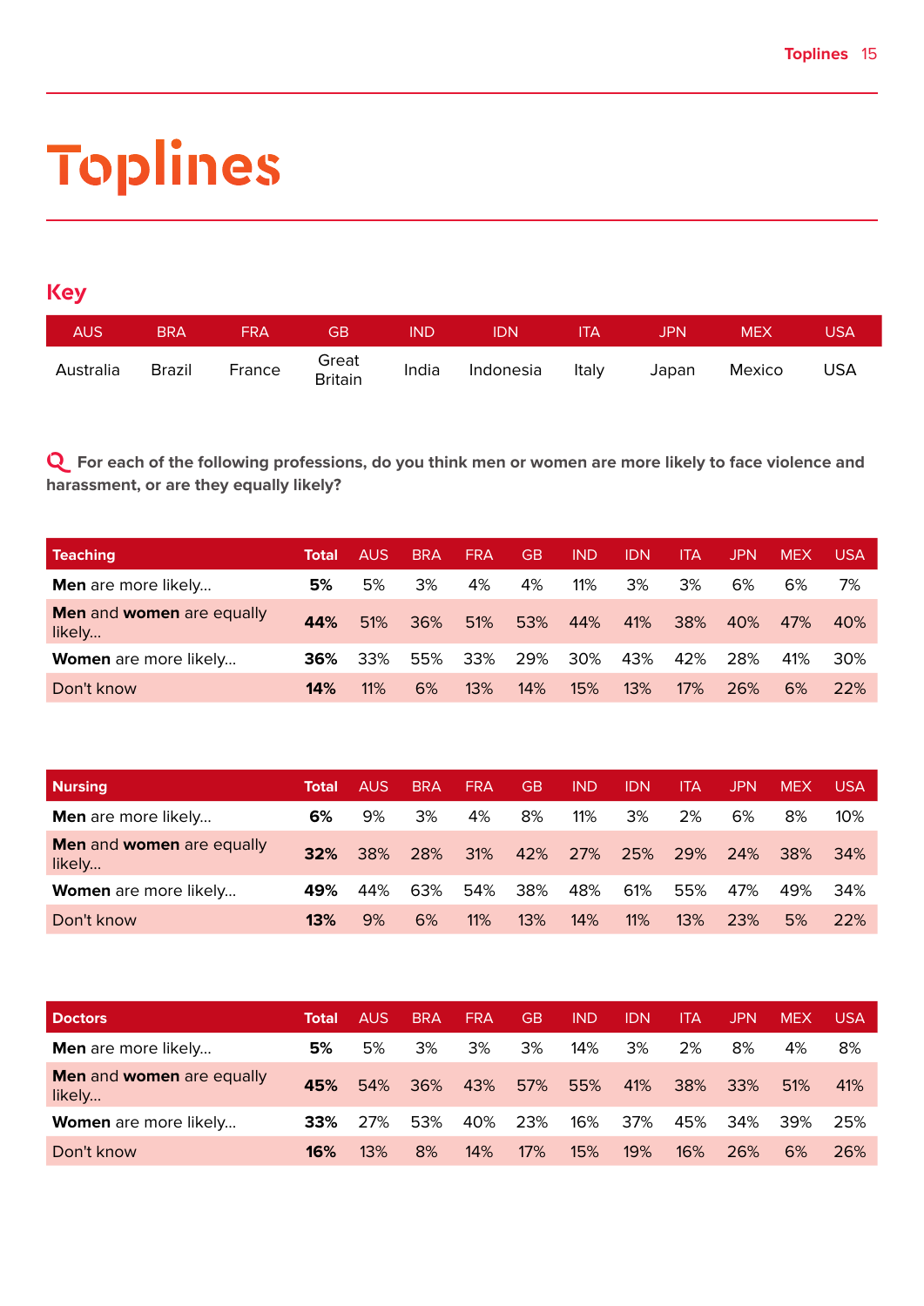# Toplines

## Key

| AUS | BRA | FRA | GB | IND | IDN | ITA | JPN | MEX | USA |
|---|---|---|---|---|---|---|---|---|---|
| Australia | Brazil | France | Great Britain | India | Indonesia | Italy | Japan | Mexico | USA |

**Q For each of the following professions, do you think men or women are more likely to face violence and harassment, or are they equally likely?**

| Teaching | Total | AUS | BRA | FRA | GB | IND | IDN | ITA | JPN | MEX | USA |
|---|---|---|---|---|---|---|---|---|---|---|---|
| **Men** are more likely... | **5%** | 5% | 3% | 4% | 4% | 11% | 3% | 3% | 6% | 6% | 7% |
| **Men** and **women** are equally likely... | **44%** | 51% | 36% | 51% | 53% | 44% | 41% | 38% | 40% | 47% | 40% |
| **Women** are more likely... | **36%** | 33% | 55% | 33% | 29% | 30% | 43% | 42% | 28% | 41% | 30% |
| Don't know | **14%** | 11% | 6% | 13% | 14% | 15% | 13% | 17% | 26% | 6% | 22% |

| Nursing | Total | AUS | BRA | FRA | GB | IND | IDN | ITA | JPN | MEX | USA |
|---|---|---|---|---|---|---|---|---|---|---|---|
| **Men** are more likely... | **6%** | 9% | 3% | 4% | 8% | 11% | 3% | 2% | 6% | 8% | 10% |
| **Men** and **women** are equally likely... | **32%** | 38% | 28% | 31% | 42% | 27% | 25% | 29% | 24% | 38% | 34% |
| **Women** are more likely... | **49%** | 44% | 63% | 54% | 38% | 48% | 61% | 55% | 47% | 49% | 34% |
| Don't know | **13%** | 9% | 6% | 11% | 13% | 14% | 11% | 13% | 23% | 5% | 22% |

| Doctors | Total | AUS | BRA | FRA | GB | IND | IDN | ITA | JPN | MEX | USA |
|---|---|---|---|---|---|---|---|---|---|---|---|
| **Men** are more likely... | **5%** | 5% | 3% | 3% | 3% | 14% | 3% | 2% | 8% | 4% | 8% |
| **Men** and **women** are equally likely... | **45%** | 54% | 36% | 43% | 57% | 55% | 41% | 38% | 33% | 51% | 41% |
| **Women** are more likely... | **33%** | 27% | 53% | 40% | 23% | 16% | 37% | 45% | 34% | 39% | 25% |
| Don't know | **16%** | 13% | 8% | 14% | 17% | 15% | 19% | 16% | 26% | 6% | 26% |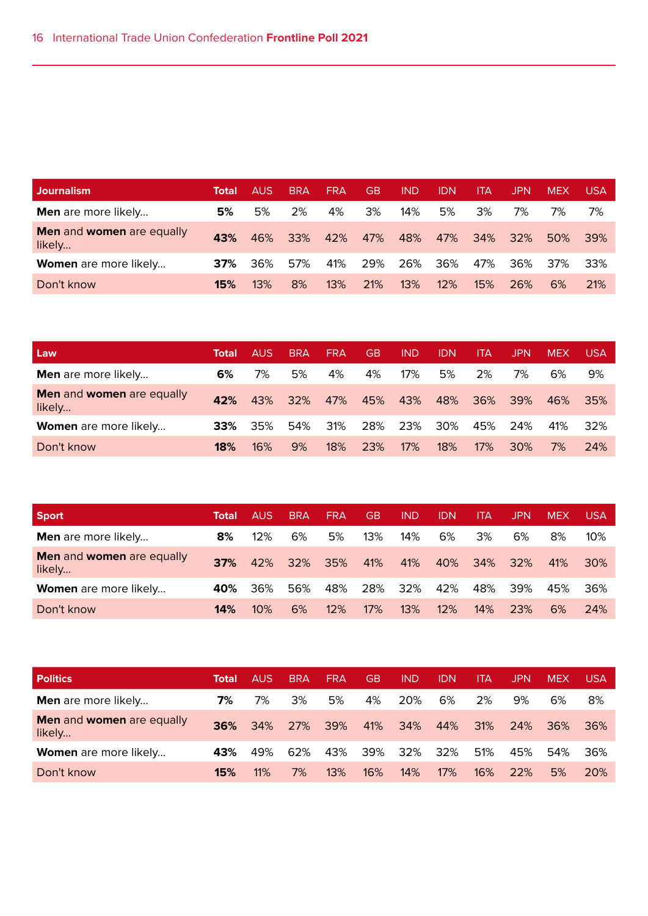| Journalism | Total | AUS | BRA | FRA | GB | IND | IDN | ITA | JPN | MEX | USA |
|---|---|---|---|---|---|---|---|---|---|---|---|
| **Men** are more likely… | **5%** | 5% | 2% | 4% | 3% | 14% | 5% | 3% | 7% | 7% | 7% |
| **Men** and **women** are equally likely… | **43%** | 46% | 33% | 42% | 47% | 48% | 47% | 34% | 32% | 50% | 39% |
| **Women** are more likely… | **37%** | 36% | 57% | 41% | 29% | 26% | 36% | 47% | 36% | 37% | 33% |
| Don't know | **15%** | 13% | 8% | 13% | 21% | 13% | 12% | 15% | 26% | 6% | 21% |

| Law | Total | AUS | BRA | FRA | GB | IND | IDN | ITA | JPN | MEX | USA |
|---|---|---|---|---|---|---|---|---|---|---|---|
| **Men** are more likely… | **6%** | 7% | 5% | 4% | 4% | 17% | 5% | 2% | 7% | 6% | 9% |
| **Men** and **women** are equally likely… | **42%** | 43% | 32% | 47% | 45% | 43% | 48% | 36% | 39% | 46% | 35% |
| **Women** are more likely… | **33%** | 35% | 54% | 31% | 28% | 23% | 30% | 45% | 24% | 41% | 32% |
| Don't know | **18%** | 16% | 9% | 18% | 23% | 17% | 18% | 17% | 30% | 7% | 24% |

| Sport | Total | AUS | BRA | FRA | GB | IND | IDN | ITA | JPN | MEX | USA |
|---|---|---|---|---|---|---|---|---|---|---|---|
| **Men** are more likely… | **8%** | 12% | 6% | 5% | 13% | 14% | 6% | 3% | 6% | 8% | 10% |
| **Men** and **women** are equally likely… | **37%** | 42% | 32% | 35% | 41% | 41% | 40% | 34% | 32% | 41% | 30% |
| **Women** are more likely… | **40%** | 36% | 56% | 48% | 28% | 32% | 42% | 48% | 39% | 45% | 36% |
| Don't know | **14%** | 10% | 6% | 12% | 17% | 13% | 12% | 14% | 23% | 6% | 24% |

| Politics | Total | AUS | BRA | FRA | GB | IND | IDN | ITA | JPN | MEX | USA |
|---|---|---|---|---|---|---|---|---|---|---|---|
| **Men** are more likely… | **7%** | 7% | 3% | 5% | 4% | 20% | 6% | 2% | 9% | 6% | 8% |
| **Men** and **women** are equally likely… | **36%** | 34% | 27% | 39% | 41% | 34% | 44% | 31% | 24% | 36% | 36% |
| **Women** are more likely… | **43%** | 49% | 62% | 43% | 39% | 32% | 32% | 51% | 45% | 54% | 36% |
| Don't know | **15%** | 11% | 7% | 13% | 16% | 14% | 17% | 16% | 22% | 5% | 20% |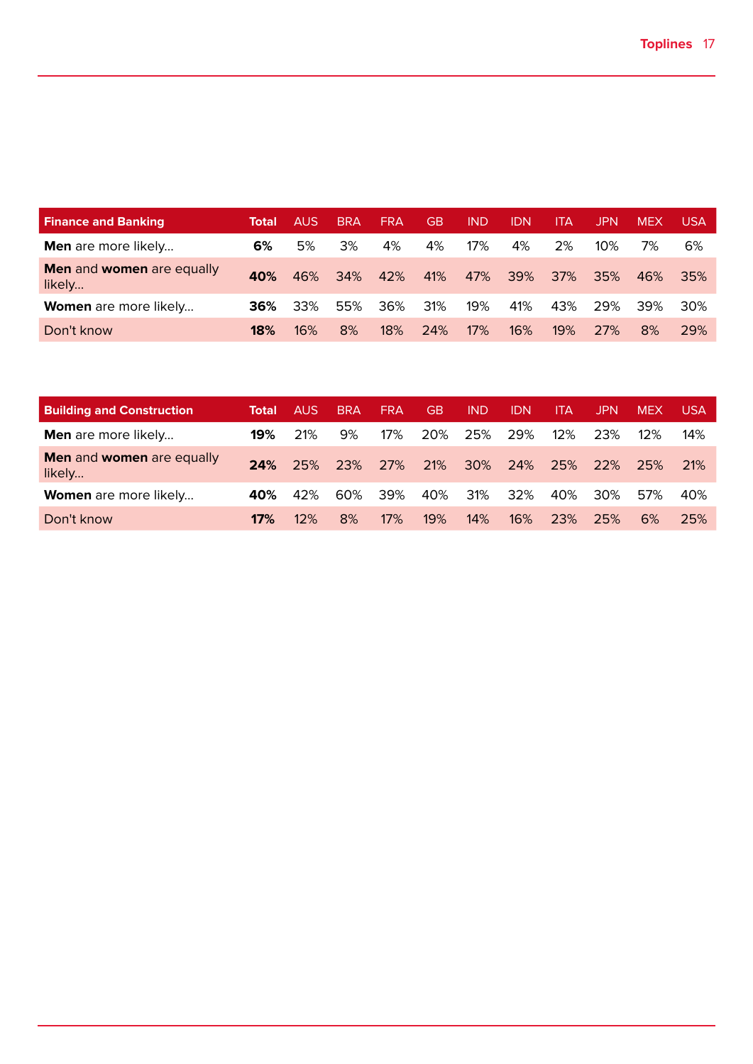| Finance and Banking | Total | AUS | BRA | FRA | GB | IND | IDN | ITA | JPN | MEX | USA |
|---|---|---|---|---|---|---|---|---|---|---|---|
| **Men** are more likely… | **6%** | 5% | 3% | 4% | 4% | 17% | 4% | 2% | 10% | 7% | 6% |
| **Men** and **women** are equally likely… | **40%** | 46% | 34% | 42% | 41% | 47% | 39% | 37% | 35% | 46% | 35% |
| **Women** are more likely… | **36%** | 33% | 55% | 36% | 31% | 19% | 41% | 43% | 29% | 39% | 30% |
| Don't know | **18%** | 16% | 8% | 18% | 24% | 17% | 16% | 19% | 27% | 8% | 29% |

| Building and Construction | Total | AUS | BRA | FRA | GB | IND | IDN | ITA | JPN | MEX | USA |
|---|---|---|---|---|---|---|---|---|---|---|---|
| **Men** are more likely… | **19%** | 21% | 9% | 17% | 20% | 25% | 29% | 12% | 23% | 12% | 14% |
| **Men** and **women** are equally likely… | **24%** | 25% | 23% | 27% | 21% | 30% | 24% | 25% | 22% | 25% | 21% |
| **Women** are more likely… | **40%** | 42% | 60% | 39% | 40% | 31% | 32% | 40% | 30% | 57% | 40% |
| Don't know | **17%** | 12% | 8% | 17% | 19% | 14% | 16% | 23% | 25% | 6% | 25% |